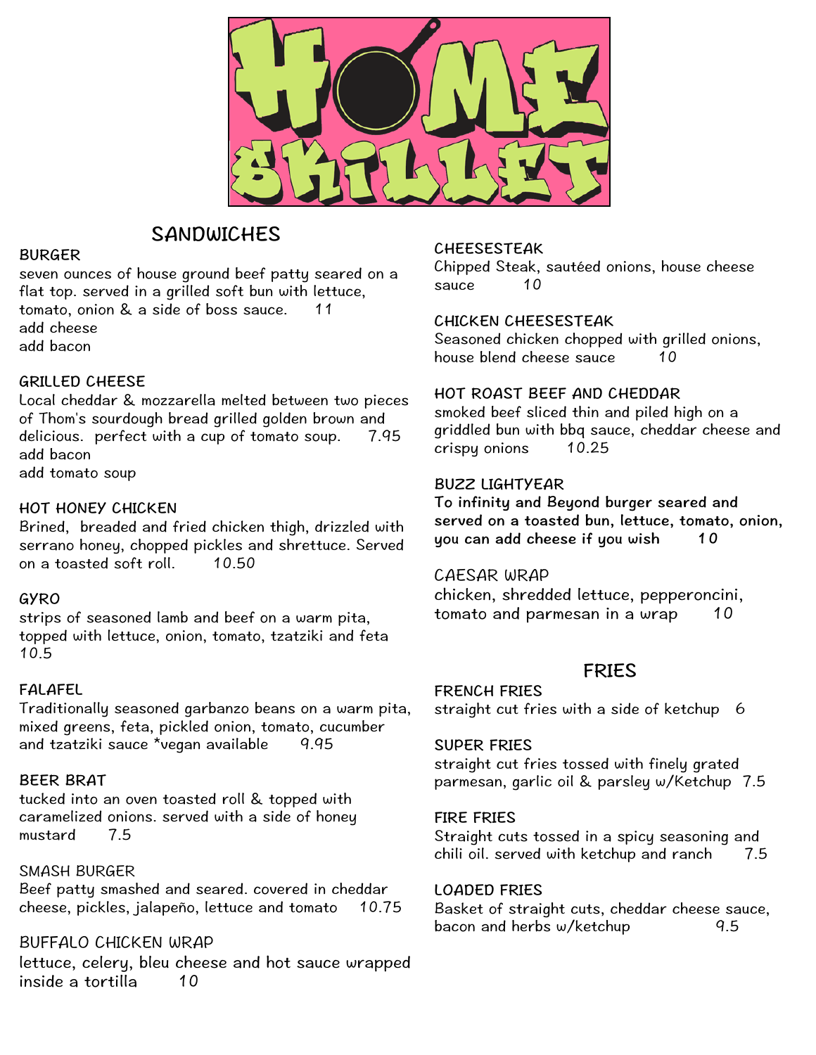# HOME SKILLET

## SANDWICHES

### BURGER
seven ounces of house ground beef patty seared on a flat top. served in a grilled soft bun with lettuce, tomato, onion & a side of boss sauce. 11
add cheese
add bacon

### GRILLED CHEESE
Local cheddar & mozzarella melted between two pieces of Thom's sourdough bread grilled golden brown and delicious. perfect with a cup of tomato soup. 7.95
add bacon
add tomato soup

### HOT HONEY CHICKEN
Brined, breaded and fried chicken thigh, drizzled with serrano honey, chopped pickles and shrettuce. Served on a toasted soft roll. 10.50

### GYRO
strips of seasoned lamb and beef on a warm pita, topped with lettuce, onion, tomato, tzatziki and feta 10.5

### FALAFEL
Traditionally seasoned garbanzo beans on a warm pita, mixed greens, feta, pickled onion, tomato, cucumber and tzatziki sauce *vegan available 9.95

### BEER BRAT
tucked into an oven toasted roll & topped with caramelized onions. served with a side of honey mustard 7.5

### SMASH BURGER
Beef patty smashed and seared. covered in cheddar cheese, pickles, jalapeño, lettuce and tomato 10.75

### BUFFALO CHICKEN WRAP
lettuce, celery, bleu cheese and hot sauce wrapped inside a tortilla 10

### CHEESESTEAK
Chipped Steak, sautéed onions, house cheese sauce 10

### CHICKEN CHEESESTEAK
Seasoned chicken chopped with grilled onions, house blend cheese sauce 10

### HOT ROAST BEEF AND CHEDDAR
smoked beef sliced thin and piled high on a griddled bun with bbq sauce, cheddar cheese and crispy onions 10.25

### BUZZ LIGHTYEAR
**To infinity and Beyond burger seared and served on a toasted bun, lettuce, tomato, onion, you can add cheese if you wish 10**

### CAESAR WRAP
chicken, shredded lettuce, pepperoncini, tomato and parmesan in a wrap 10

## FRIES

### FRENCH FRIES
straight cut fries with a side of ketchup 6

### SUPER FRIES
straight cut fries tossed with finely grated parmesan, garlic oil & parsley w/Ketchup 7.5

### FIRE FRIES
Straight cuts tossed in a spicy seasoning and chili oil. served with ketchup and ranch 7.5

### LOADED FRIES
Basket of straight cuts, cheddar cheese sauce, bacon and herbs w/ketchup 9.5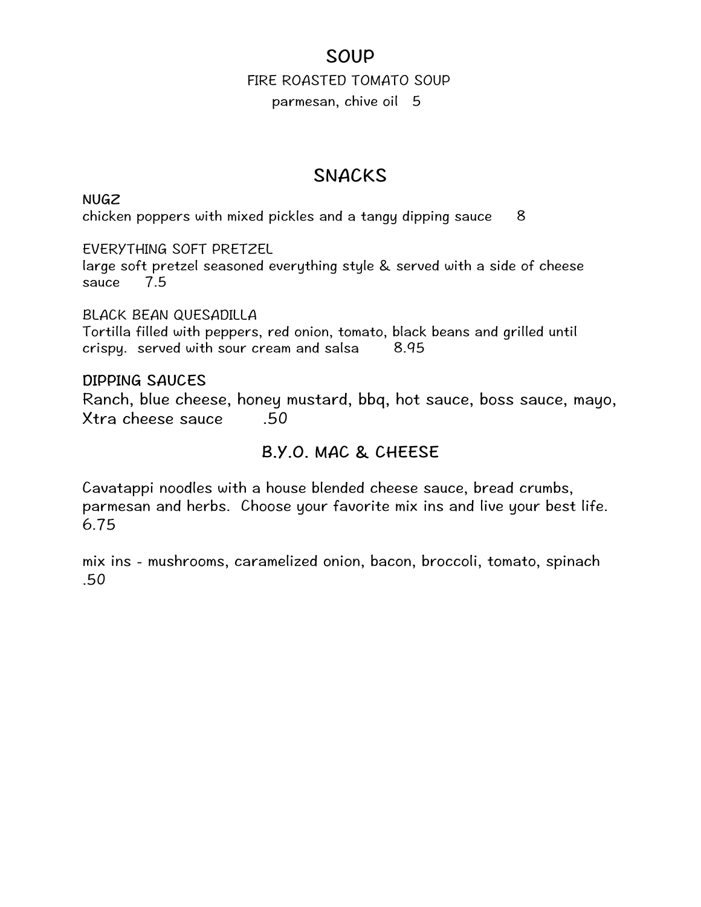## SOUP

FIRE ROASTED TOMATO SOUP

parmesan, chive oil 5

## SNACKS

**NUGZ**

chicken poppers with mixed pickles and a tangy dipping sauce 8

EVERYTHING SOFT PRETZEL

large soft pretzel seasoned everything style & served with a side of cheese sauce 7.5

BLACK BEAN QUESADILLA

Tortilla filled with peppers, red onion, tomato, black beans and grilled until crispy. served with sour cream and salsa 8.95

**DIPPING SAUCES**

Ranch, blue cheese, honey mustard, bbq, hot sauce, boss sauce, mayo, Xtra cheese sauce .50

## B.Y.O. MAC & CHEESE

Cavatappi noodles with a house blended cheese sauce, bread crumbs, parmesan and herbs. Choose your favorite mix ins and live your best life. 6.75

mix ins - mushrooms, caramelized onion, bacon, broccoli, tomato, spinach .50